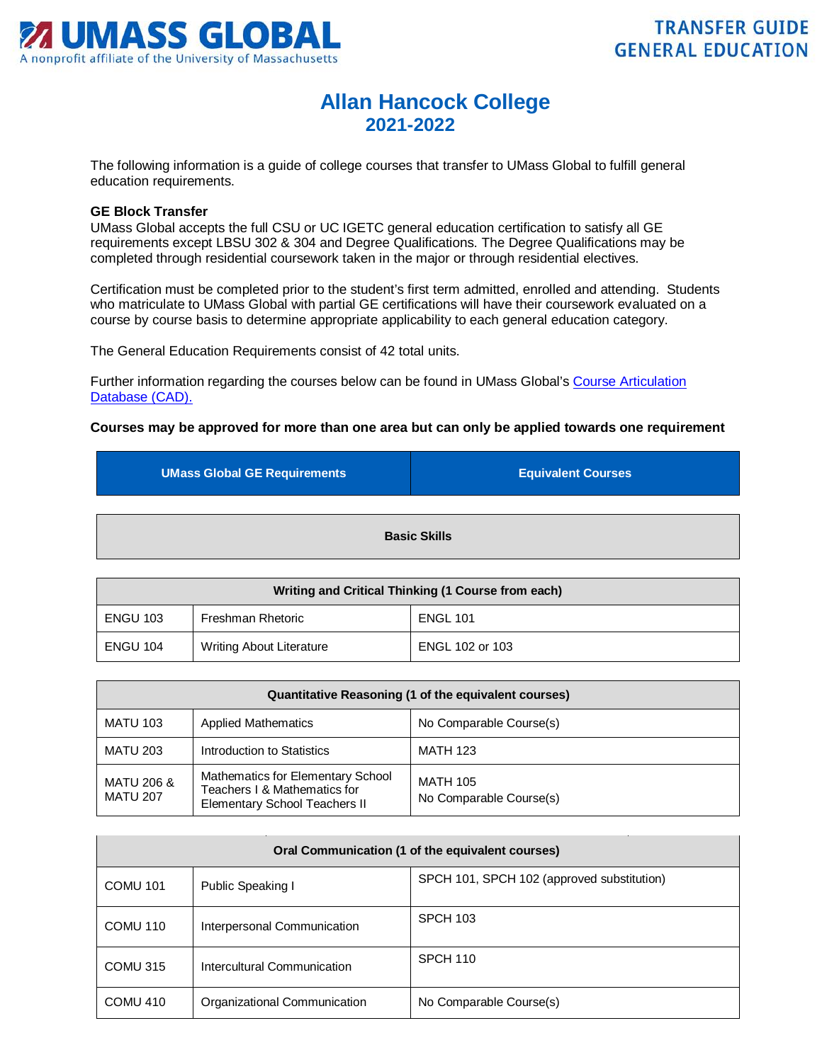# UMASS GLOBAL

A nonprofit affiliate of the University of Massachusetts

**TRANSFER GUIDE GENERAL EDUCATION**

## Allan Hancock College
## 2021-2022

The following information is a guide of college courses that transfer to UMass Global to fulfill general education requirements.

**GE Block Transfer**
UMass Global accepts the full CSU or UC IGETC general education certification to satisfy all GE requirements except LBSU 302 & 304 and Degree Qualifications. The Degree Qualifications may be completed through residential coursework taken in the major or through residential electives.

Certification must be completed prior to the student's first term admitted, enrolled and attending. Students who matriculate to UMass Global with partial GE certifications will have their coursework evaluated on a course by course basis to determine appropriate applicability to each general education category.

The General Education Requirements consist of 42 total units.

Further information regarding the courses below can be found in UMass Global's [Course Articulation Database (CAD).](#)

**Courses may be approved for more than one area but can only be applied towards one requirement**

| UMass Global GE Requirements | | Equivalent Courses |
|---|---|---|
| **Basic Skills** | | |
| **Writing and Critical Thinking (1 Course from each)** | | |
| ENGU 103 | Freshman Rhetoric | ENGL 101 |
| ENGU 104 | Writing About Literature | ENGL 102 or 103 |
| **Quantitative Reasoning (1 of the equivalent courses)** | | |
| MATU 103 | Applied Mathematics | No Comparable Course(s) |
| MATU 203 | Introduction to Statistics | MATH 123 |
| MATU 206 & MATU 207 | Mathematics for Elementary School Teachers I & Mathematics for Elementary School Teachers II | MATH 105<br>No Comparable Course(s) |
| **Oral Communication (1 of the equivalent courses)** | | |
| COMU 101 | Public Speaking I | SPCH 101, SPCH 102 (approved substitution) |
| COMU 110 | Interpersonal Communication | SPCH 103 |
| COMU 315 | Intercultural Communication | SPCH 110 |
| COMU 410 | Organizational Communication | No Comparable Course(s) |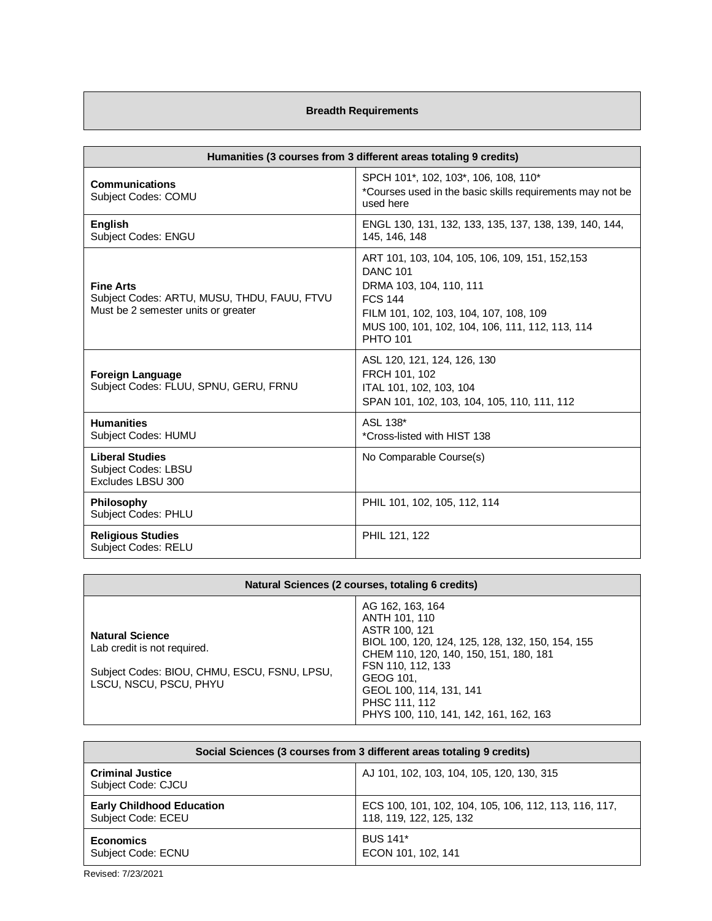## Breadth Requirements

| Humanities (3 courses from 3 different areas totaling 9 credits) | |
|---|---|
| **Communications**<br>Subject Codes: COMU | SPCH 101*, 102, 103*, 106, 108, 110*<br>*Courses used in the basic skills requirements may not be used here |
| **English**<br>Subject Codes: ENGU | ENGL 130, 131, 132, 133, 135, 137, 138, 139, 140, 144, 145, 146, 148 |
| **Fine Arts**<br>Subject Codes: ARTU, MUSU, THDU, FAUU, FTVU<br>Must be 2 semester units or greater | ART 101, 103, 104, 105, 106, 109, 151, 152,153<br>DANC 101<br>DRMA 103, 104, 110, 111<br>FCS 144<br>FILM 101, 102, 103, 104, 107, 108, 109<br>MUS 100, 101, 102, 104, 106, 111, 112, 113, 114<br>PHTO 101 |
| **Foreign Language**<br>Subject Codes: FLUU, SPNU, GERU, FRNU | ASL 120, 121, 124, 126, 130<br>FRCH 101, 102<br>ITAL 101, 102, 103, 104<br>SPAN 101, 102, 103, 104, 105, 110, 111, 112 |
| **Humanities**<br>Subject Codes: HUMU | ASL 138*<br>*Cross-listed with HIST 138 |
| **Liberal Studies**<br>Subject Codes: LBSU<br>Excludes LBSU 300 | No Comparable Course(s) |
| **Philosophy**<br>Subject Codes: PHLU | PHIL 101, 102, 105, 112, 114 |
| **Religious Studies**<br>Subject Codes: RELU | PHIL 121, 122 |

| Natural Sciences (2 courses, totaling 6 credits) | |
|---|---|
| **Natural Science**<br>Lab credit is not required.<br><br>Subject Codes: BIOU, CHMU, ESCU, FSNU, LPSU, LSCU, NSCU, PSCU, PHYU | AG 162, 163, 164<br>ANTH 101, 110<br>ASTR 100, 121<br>BIOL 100, 120, 124, 125, 128, 132, 150, 154, 155<br>CHEM 110, 120, 140, 150, 151, 180, 181<br>FSN 110, 112, 133<br>GEOG 101,<br>GEOL 100, 114, 131, 141<br>PHSC 111, 112<br>PHYS 100, 110, 141, 142, 161, 162, 163 |

| Social Sciences (3 courses from 3 different areas totaling 9 credits) | |
|---|---|
| **Criminal Justice**<br>Subject Code: CJCU | AJ 101, 102, 103, 104, 105, 120, 130, 315 |
| **Early Childhood Education**<br>Subject Code: ECEU | ECS 100, 101, 102, 104, 105, 106, 112, 113, 116, 117, 118, 119, 122, 125, 132 |
| **Economics**<br>Subject Code: ECNU | BUS 141*<br>ECON 101, 102, 141 |

Revised: 7/23/2021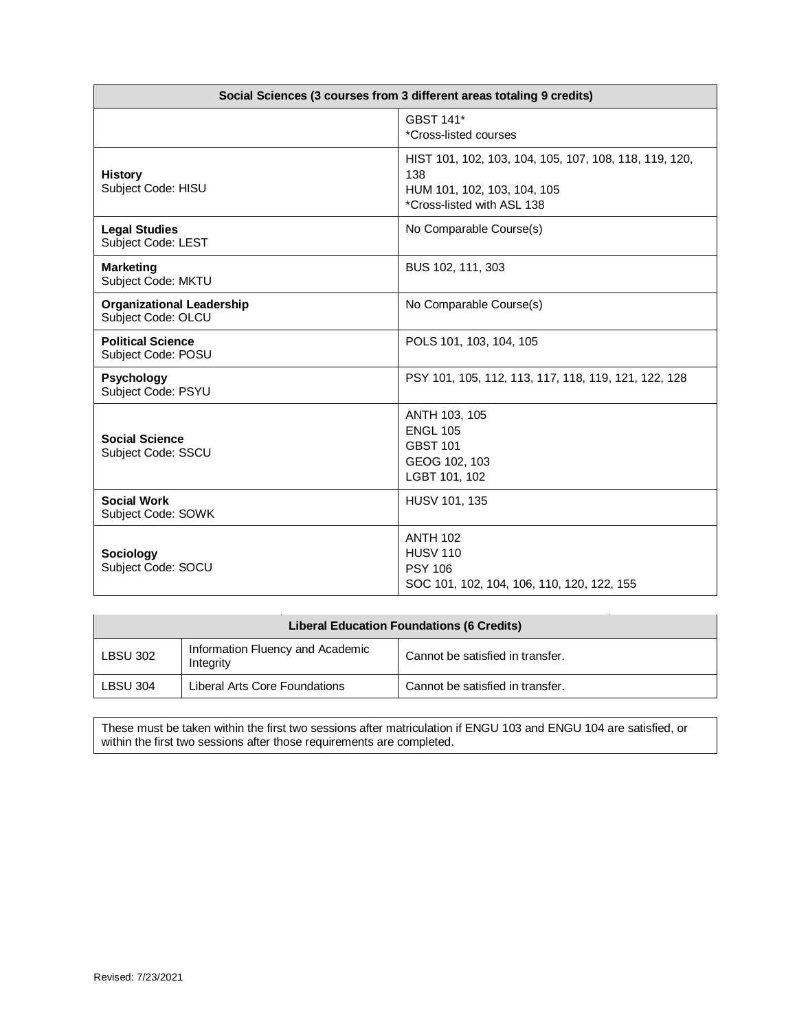| Social Sciences (3 courses from 3 different areas totaling 9 credits) | |
|---|---|
| | GBST 141*<br>*Cross-listed courses |
| **History**<br>Subject Code: HISU | HIST 101, 102, 103, 104, 105, 107, 108, 118, 119, 120, 138<br>HUM 101, 102, 103, 104, 105<br>*Cross-listed with ASL 138 |
| **Legal Studies**<br>Subject Code: LEST | No Comparable Course(s) |
| **Marketing**<br>Subject Code: MKTU | BUS 102, 111, 303 |
| **Organizational Leadership**<br>Subject Code: OLCU | No Comparable Course(s) |
| **Political Science**<br>Subject Code: POSU | POLS 101, 103, 104, 105 |
| **Psychology**<br>Subject Code: PSYU | PSY 101, 105, 112, 113, 117, 118, 119, 121, 122, 128 |
| **Social Science**<br>Subject Code: SSCU | ANTH 103, 105<br>ENGL 105<br>GBST 101<br>GEOG 102, 103<br>LGBT 101, 102 |
| **Social Work**<br>Subject Code: SOWK | HUSV 101, 135 |
| **Sociology**<br>Subject Code: SOCU | ANTH 102<br>HUSV 110<br>PSY 106<br>SOC 101, 102, 104, 106, 110, 120, 122, 155 |

| Liberal Education Foundations (6 Credits) | | |
|---|---|---|
| LBSU 302 | Information Fluency and Academic Integrity | Cannot be satisfied in transfer. |
| LBSU 304 | Liberal Arts Core Foundations | Cannot be satisfied in transfer. |

These must be taken within the first two sessions after matriculation if ENGU 103 and ENGU 104 are satisfied, or within the first two sessions after those requirements are completed.

Revised: 7/23/2021